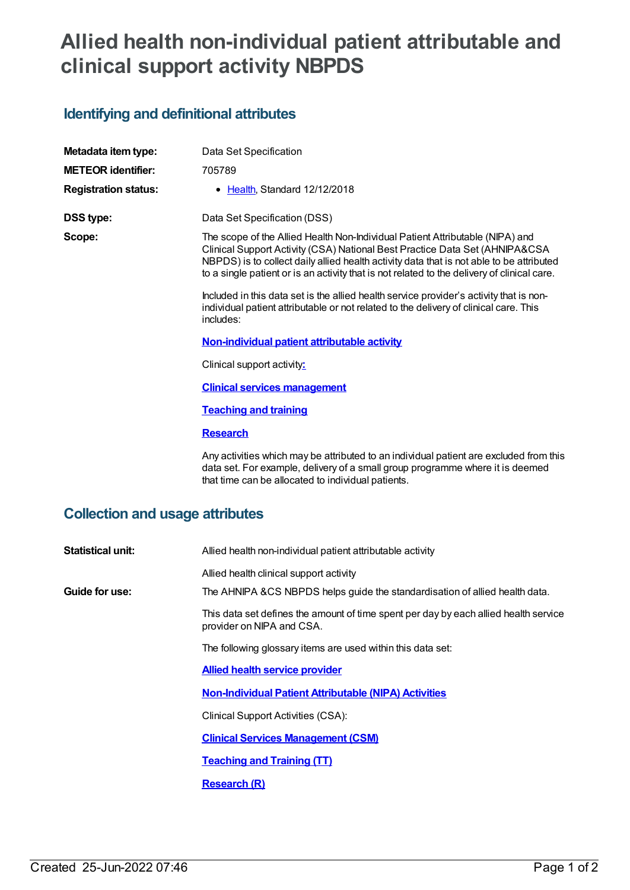# Allied health non-individual patient attributable and clinical support activity NBPDS

## Identifying and definitional attributes

| | |
|---|---|
| **Metadata item type:** | Data Set Specification |
| **METEOR identifier:** | 705789 |
| **Registration status:** | • Health, Standard 12/12/2018 |
| **DSS type:** | Data Set Specification (DSS) |

**Scope:**

The scope of the Allied Health Non-Individual Patient Attributable (NIPA) and Clinical Support Activity (CSA) National Best Practice Data Set (AHNIPA&CSA NBPDS) is to collect daily allied health activity data that is not able to be attributed to a single patient or is an activity that is not related to the delivery of clinical care.

Included in this data set is the allied health service provider's activity that is non-individual patient attributable or not related to the delivery of clinical care. This includes:

**Non-individual patient attributable activity**

Clinical support activity:

**Clinical services management**

**Teaching and training**

**Research**

Any activities which may be attributed to an individual patient are excluded from this data set. For example, delivery of a small group programme where it is deemed that time can be allocated to individual patients.

## Collection and usage attributes

**Statistical unit:**

Allied health non-individual patient attributable activity

Allied health clinical support activity

**Guide for use:**

The AHNIPA &CS NBPDS helps guide the standardisation of allied health data.

This data set defines the amount of time spent per day by each allied health service provider on NIPA and CSA.

The following glossary items are used within this data set:

**Allied health service provider**

**Non-Individual Patient Attributable (NIPA) Activities**

Clinical Support Activities (CSA):

**Clinical Services Management (CSM)**

**Teaching and Training (TT)**

**Research (R)**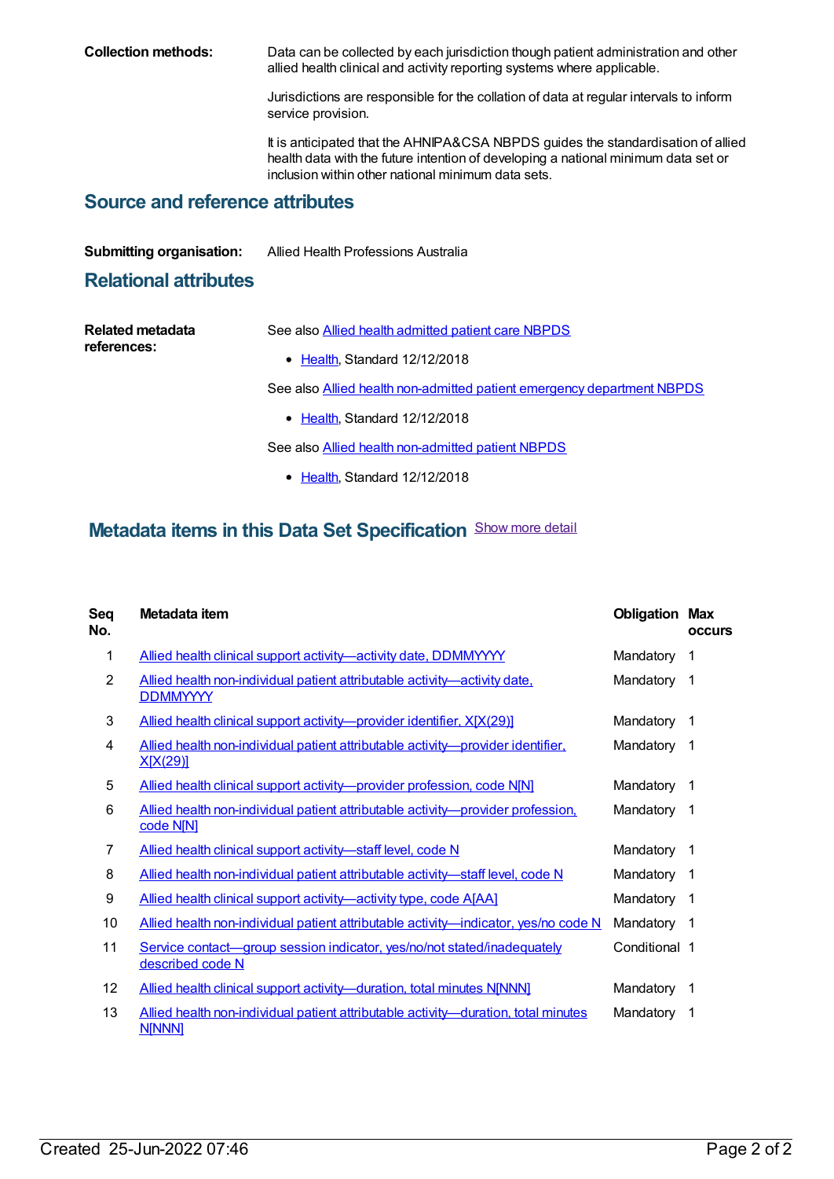**Collection methods:** Data can be collected by each jurisdiction though patient administration and other allied health clinical and activity reporting systems where applicable.

Jurisdictions are responsible for the collation of data at regular intervals to inform service provision.

It is anticipated that the AHNIPA&CSA NBPDS guides the standardisation of allied health data with the future intention of developing a national minimum data set or inclusion within other national minimum data sets.

## Source and reference attributes

**Submitting organisation:** Allied Health Professions Australia

## Relational attributes

**Related metadata references:**

See also Allied health admitted patient care NBPDS

- Health, Standard 12/12/2018

See also Allied health non-admitted patient emergency department NBPDS

- Health, Standard 12/12/2018

See also Allied health non-admitted patient NBPDS

- Health, Standard 12/12/2018

## Metadata items in this Data Set Specification

Show more detail

| Seq No. | Metadata item | Obligation | Max occurs |
|---|---|---|---|
| 1 | Allied health clinical support activity—activity date, DDMMYYYY | Mandatory | 1 |
| 2 | Allied health non-individual patient attributable activity—activity date, DDMMYYYY | Mandatory | 1 |
| 3 | Allied health clinical support activity—provider identifier, X[X(29)] | Mandatory | 1 |
| 4 | Allied health non-individual patient attributable activity—provider identifier, X[X(29)] | Mandatory | 1 |
| 5 | Allied health clinical support activity—provider profession, code N[N] | Mandatory | 1 |
| 6 | Allied health non-individual patient attributable activity—provider profession, code N[N] | Mandatory | 1 |
| 7 | Allied health clinical support activity—staff level, code N | Mandatory | 1 |
| 8 | Allied health non-individual patient attributable activity—staff level, code N | Mandatory | 1 |
| 9 | Allied health clinical support activity—activity type, code A[AA] | Mandatory | 1 |
| 10 | Allied health non-individual patient attributable activity—indicator, yes/no code N | Mandatory | 1 |
| 11 | Service contact—group session indicator, yes/no/not stated/inadequately described code N | Conditional | 1 |
| 12 | Allied health clinical support activity—duration, total minutes N[NNN] | Mandatory | 1 |
| 13 | Allied health non-individual patient attributable activity—duration, total minutes N[NNN] | Mandatory | 1 |